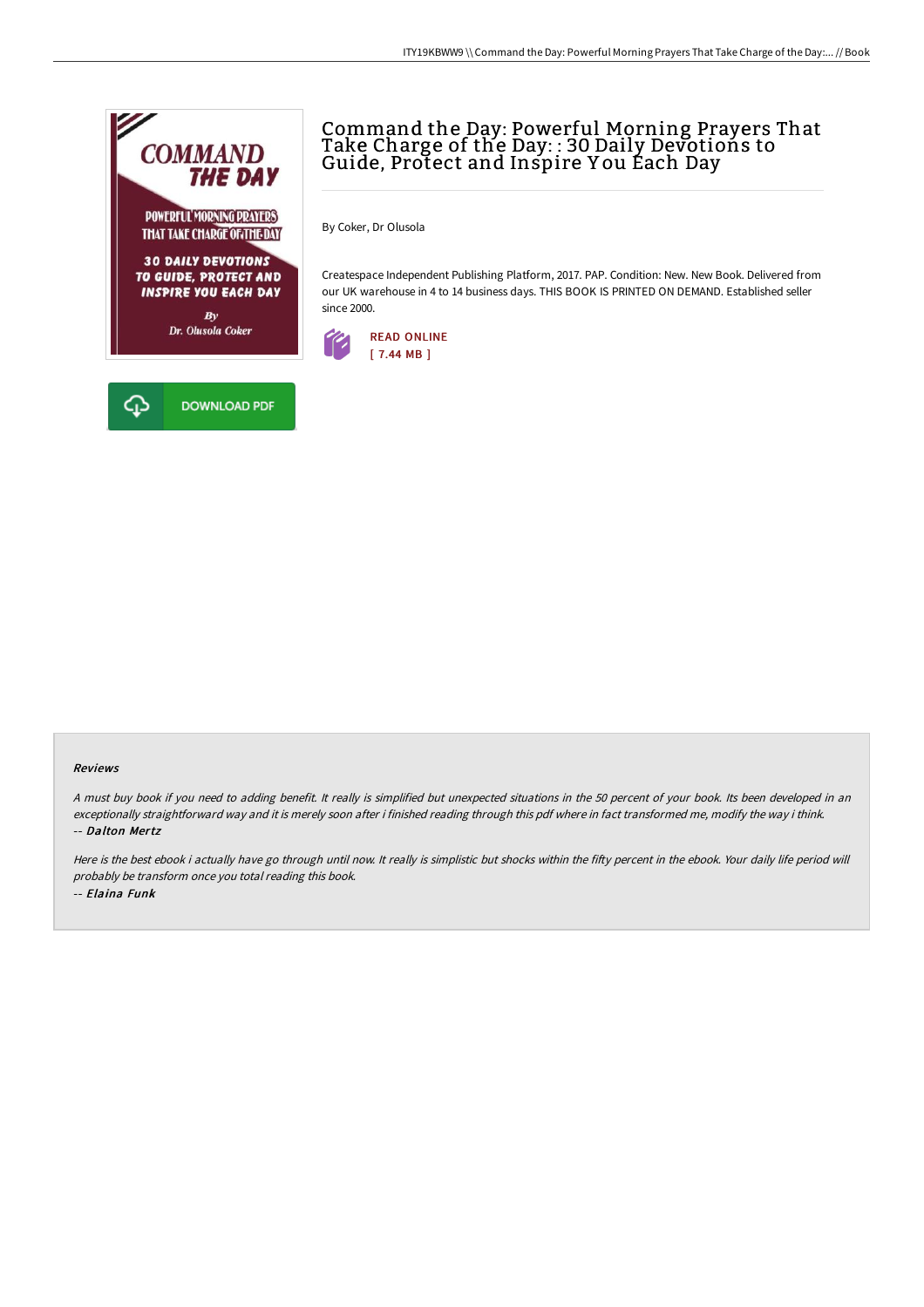# Command the Day: Powerful Morning Prayers That Take Charge of the Day: : 30 Daily Devotions to Guide, Protect and Inspire You Each Day

By Coker, Dr Olusola

Createspace Independent Publishing Platform, 2017. PAP. Condition: New. New Book. Delivered from our UK warehouse in 4 to 14 business days. THIS BOOK IS PRINTED ON DEMAND. Established seller since 2000.

READ ONLINE
[ 7.44 MB ]

DOWNLOAD PDF

#### Reviews

*A must buy book if you need to adding benefit. It really is simplified but unexpected situations in the 50 percent of your book. Its been developed in an exceptionally straightforward way and it is merely soon after i finished reading through this pdf where in fact transformed me, modify the way i think.*
-- *Dalton Mertz*

*Here is the best ebook i actually have go through until now. It really is simplistic but shocks within the fifty percent in the ebook. Your daily life period will probably be transform once you total reading this book.*
-- *Elaina Funk*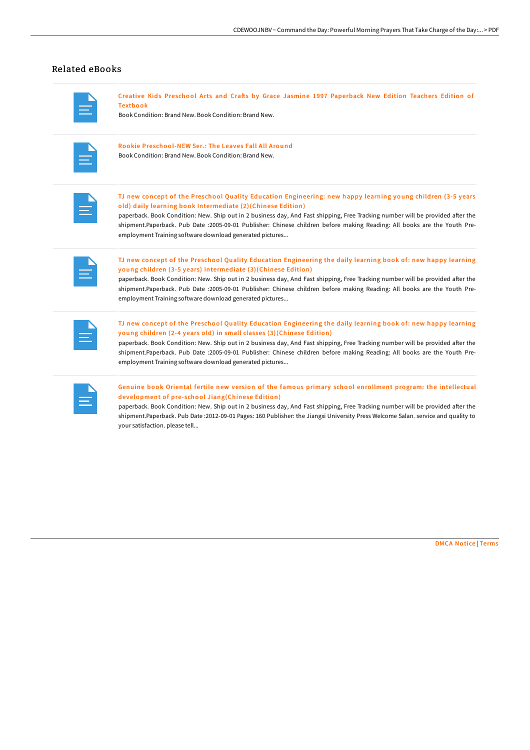## Related eBooks

**Creative Kids Preschool Arts and Crafts by Grace Jasmine 1997 Paperback New Edition Teachers Edition of Textbook**

Book Condition: Brand New. Book Condition: Brand New.

**Rookie Preschool-NEW Ser.: The Leaves Fall All Around**

Book Condition: Brand New. Book Condition: Brand New.

**TJ new concept of the Preschool Quality Education Engineering: new happy learning young children (3-5 years old) daily learning book Intermediate (2)(Chinese Edition)**

paperback. Book Condition: New. Ship out in 2 business day, And Fast shipping, Free Tracking number will be provided after the shipment.Paperback. Pub Date :2005-09-01 Publisher: Chinese children before making Reading: All books are the Youth Pre-employment Training software download generated pictures...

**TJ new concept of the Preschool Quality Education Engineering the daily learning book of: new happy learning young children (3-5 years) Intermediate (3)(Chinese Edition)**

paperback. Book Condition: New. Ship out in 2 business day, And Fast shipping, Free Tracking number will be provided after the shipment.Paperback. Pub Date :2005-09-01 Publisher: Chinese children before making Reading: All books are the Youth Pre-employment Training software download generated pictures...

**TJ new concept of the Preschool Quality Education Engineering the daily learning book of: new happy learning young children (2-4 years old) in small classes (3)(Chinese Edition)**

paperback. Book Condition: New. Ship out in 2 business day, And Fast shipping, Free Tracking number will be provided after the shipment.Paperback. Pub Date :2005-09-01 Publisher: Chinese children before making Reading: All books are the Youth Pre-employment Training software download generated pictures...

**Genuine book Oriental fertile new version of the famous primary school enrollment program: the intellectual development of pre-school Jiang(Chinese Edition)**

paperback. Book Condition: New. Ship out in 2 business day, And Fast shipping, Free Tracking number will be provided after the shipment.Paperback. Pub Date :2012-09-01 Pages: 160 Publisher: the Jiangxi University Press Welcome Salan. service and quality to your satisfaction. please tell...